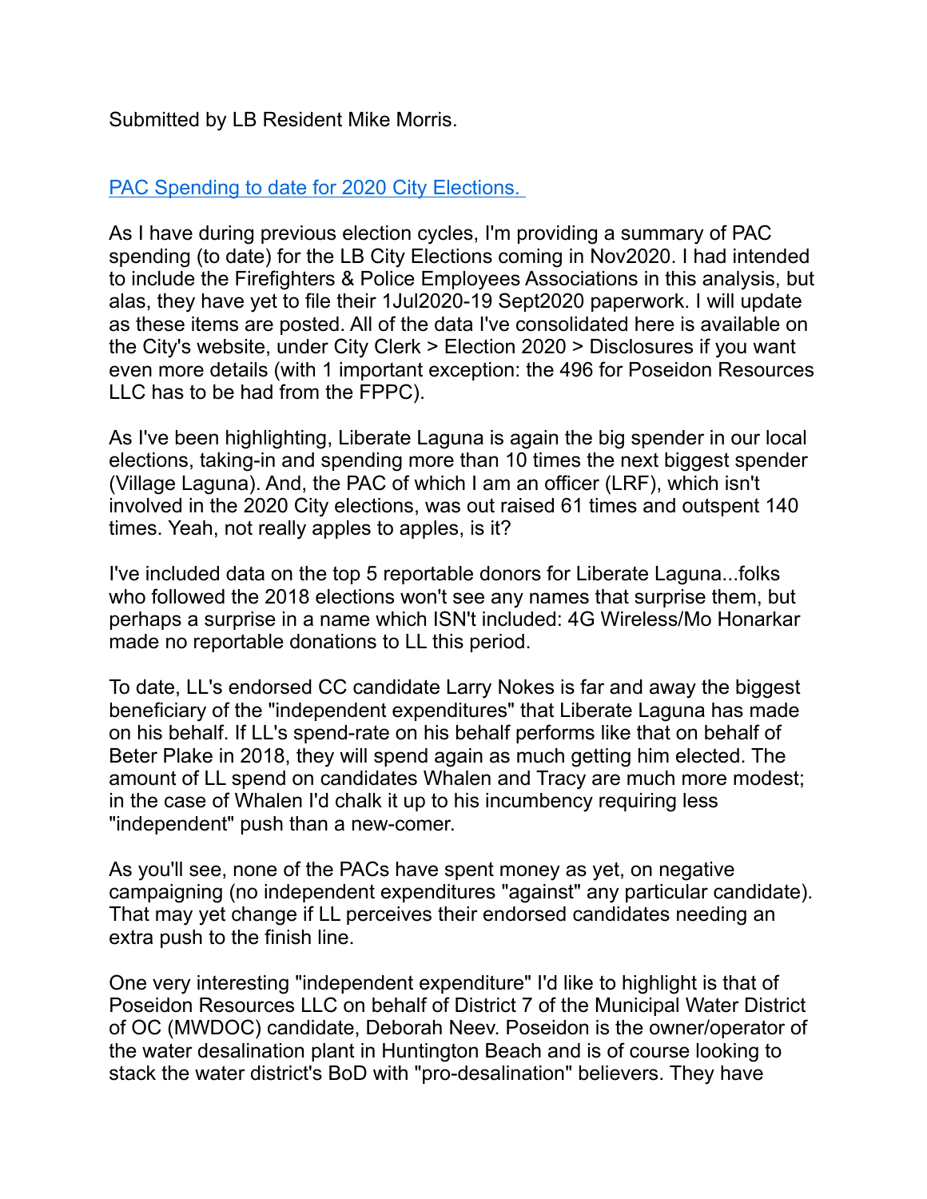Submitted by LB Resident Mike Morris.

[PAC Spending to date for 2020 City Elections.](#)

As I have during previous election cycles, I'm providing a summary of PAC spending (to date) for the LB City Elections coming in Nov2020. I had intended to include the Firefighters & Police Employees Associations in this analysis, but alas, they have yet to file their 1Jul2020-19 Sept2020 paperwork. I will update as these items are posted. All of the data I've consolidated here is available on the City's website, under City Clerk > Election 2020 > Disclosures if you want even more details (with 1 important exception: the 496 for Poseidon Resources LLC has to be had from the FPPC).

As I've been highlighting, Liberate Laguna is again the big spender in our local elections, taking-in and spending more than 10 times the next biggest spender (Village Laguna). And, the PAC of which I am an officer (LRF), which isn't involved in the 2020 City elections, was out raised 61 times and outspent 140 times. Yeah, not really apples to apples, is it?

I've included data on the top 5 reportable donors for Liberate Laguna...folks who followed the 2018 elections won't see any names that surprise them, but perhaps a surprise in a name which ISN't included: 4G Wireless/Mo Honarkar made no reportable donations to LL this period.

To date, LL's endorsed CC candidate Larry Nokes is far and away the biggest beneficiary of the "independent expenditures" that Liberate Laguna has made on his behalf. If LL's spend-rate on his behalf performs like that on behalf of Beter Plake in 2018, they will spend again as much getting him elected. The amount of LL spend on candidates Whalen and Tracy are much more modest; in the case of Whalen I'd chalk it up to his incumbency requiring less "independent" push than a new-comer.

As you'll see, none of the PACs have spent money as yet, on negative campaigning (no independent expenditures "against" any particular candidate). That may yet change if LL perceives their endorsed candidates needing an extra push to the finish line.

One very interesting "independent expenditure" I'd like to highlight is that of Poseidon Resources LLC on behalf of District 7 of the Municipal Water District of OC (MWDOC) candidate, Deborah Neev. Poseidon is the owner/operator of the water desalination plant in Huntington Beach and is of course looking to stack the water district's BoD with "pro-desalination" believers. They have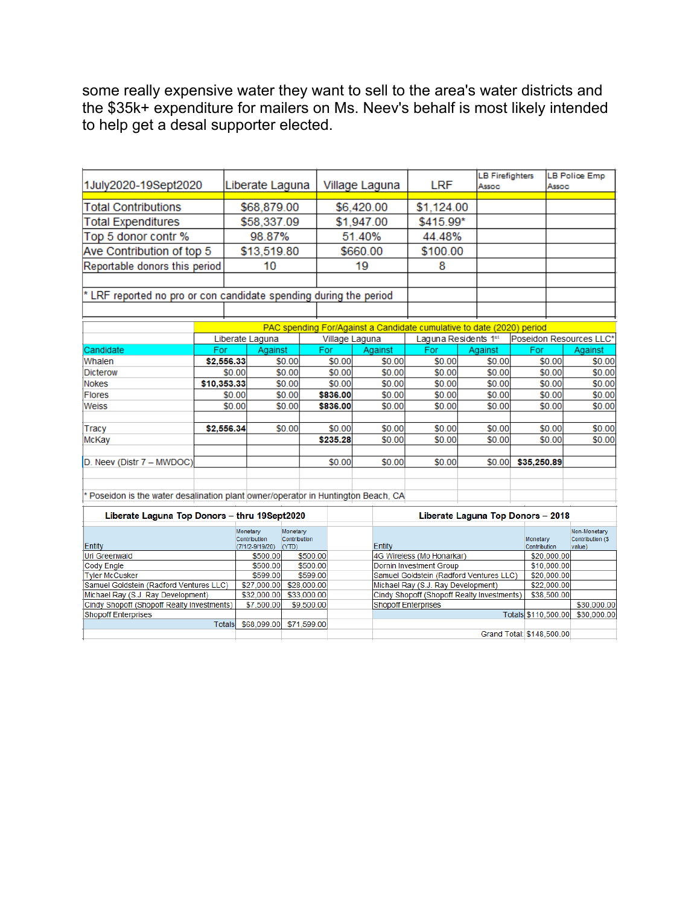some really expensive water they want to sell to the area's water districts and the $35k+ expenditure for mailers on Ms. Neev's behalf is most likely intended to help get a desal supporter elected.

| 1July2020-19Sept2020 | Liberate Laguna | Village Laguna | LRF | LB Firefighters Assoc | LB Police Emp Assoc |
|---|---|---|---|---|---|
| Total Contributions | $68,879.00 | $6,420.00 | $1,124.00 | | |
| Total Expenditures | $58,337.09 | $1,947.00 | $415.99* | | |
| Top 5 donor contr % | 98.87% | 51.40% | 44.48% | | |
| Ave Contribution of top 5 | $13,519.80 | $660.00 | $100.00 | | |
| Reportable donors this period | 10 | 19 | 8 | | |
| | | | | | |
| * LRF reported no pro or con candidate spending during the period | | | | | |

PAC spending For/Against a Candidate cumulative to date (2020) period

| | Liberate Laguna | | Village Laguna | | Laguna Residents 1st | | Poseidon Resources LLC* | |
|---|---|---|---|---|---|---|---|---|
| Candidate | For | Against | For | Against | For | Against | For | Against |
| Whalen | $2,556.33 | $0.00 | $0.00 | $0.00 | $0.00 | $0.00 | $0.00 | $0.00 |
| Dicterow | $0.00 | $0.00 | $0.00 | $0.00 | $0.00 | $0.00 | $0.00 | $0.00 |
| Nokes | $10,353.33 | $0.00 | $0.00 | $0.00 | $0.00 | $0.00 | $0.00 | $0.00 |
| Flores | $0.00 | $0.00 | $836.00 | $0.00 | $0.00 | $0.00 | $0.00 | $0.00 |
| Weiss | $0.00 | $0.00 | $836.00 | $0.00 | $0.00 | $0.00 | $0.00 | $0.00 |
| | | | | | | | | |
| Tracy | $2,556.34 | $0.00 | $0.00 | $0.00 | $0.00 | $0.00 | $0.00 | $0.00 |
| McKay | | | $235.28 | $0.00 | $0.00 | $0.00 | $0.00 | $0.00 |
| | | | | | | | | |
| D. Neev (Distr 7 – MWDOC) | | | $0.00 | $0.00 | $0.00 | $0.00 | $35,250.89 | |

* Poseidon is the water desalination plant owner/operator in Huntington Beach, CA

**Liberate Laguna Top Donors – thru 19Sept2020**

| Entity | Monetary Contribution (7/1/2-9/19/20) | Monetary Contribution (YTD) |
|---|---|---|
| Uri Greenwald | $500.00 | $500.00 |
| Cody Engle | $500.00 | $500.00 |
| Tyler McCusker | $599.00 | $599.00 |
| Samuel Goldstein (Radford Ventures LLC) | $27,000.00 | $28,000.00 |
| Michael Ray (S.J. Ray Development) | $32,000.00 | $33,000.00 |
| Cindy Shopoff (Shopoff Realty Investments) | $7,500.00 | $9,500.00 |
| Shopoff Enterprises | | |
| Totals | $68,099.00 | $71,599.00 |

**Liberate Laguna Top Donors – 2018**

| Entity | Monetary Contribution | Non-Monetary Contribution ($ value) |
|---|---|---|
| 4G Wireless (Mo Honarkar) | $20,000.00 | |
| Dornin Investment Group | $10,000.00 | |
| Samuel Goldstein (Radford Ventures LLC) | $20,000.00 | |
| Michael Ray (S.J. Ray Development) | $22,000.00 | |
| Cindy Shopoff (Shopoff Realty Investments) | $38,500.00 | |
| Shopoff Enterprises | | $30,000.00 |
| Totals | $110,500.00 | $30,000.00 |
| Grand Total: | $148,500.00 | |